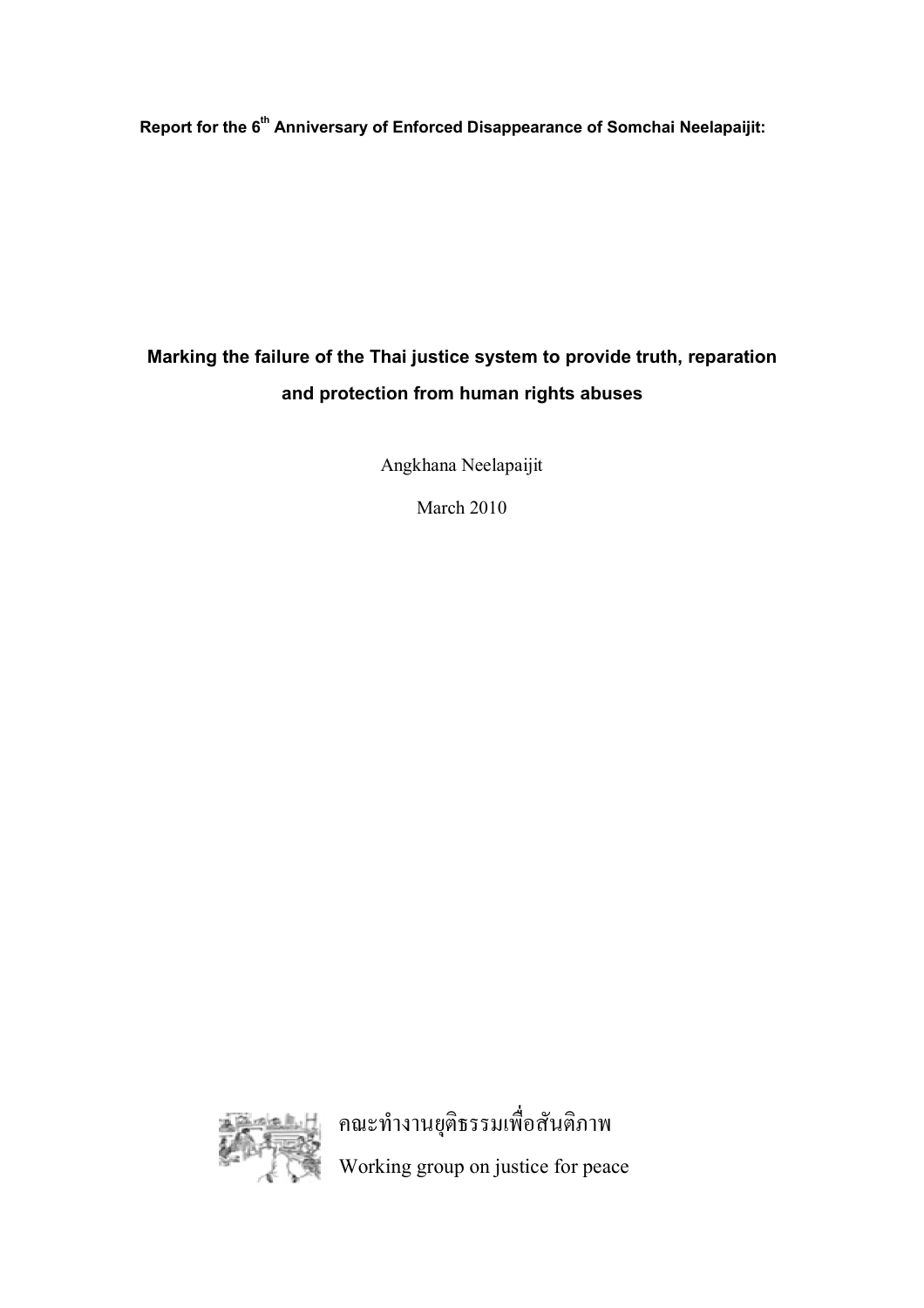**Report for the 6th Anniversary of Enforced Disappearance of Somchai Neelapaijit:**

# Marking the failure of the Thai justice system to provide truth, reparation and protection from human rights abuses

Angkhana Neelapaijit

March 2010

คณะทำงานยุติธรรมเพื่อสันติภาพ

Working group on justice for peace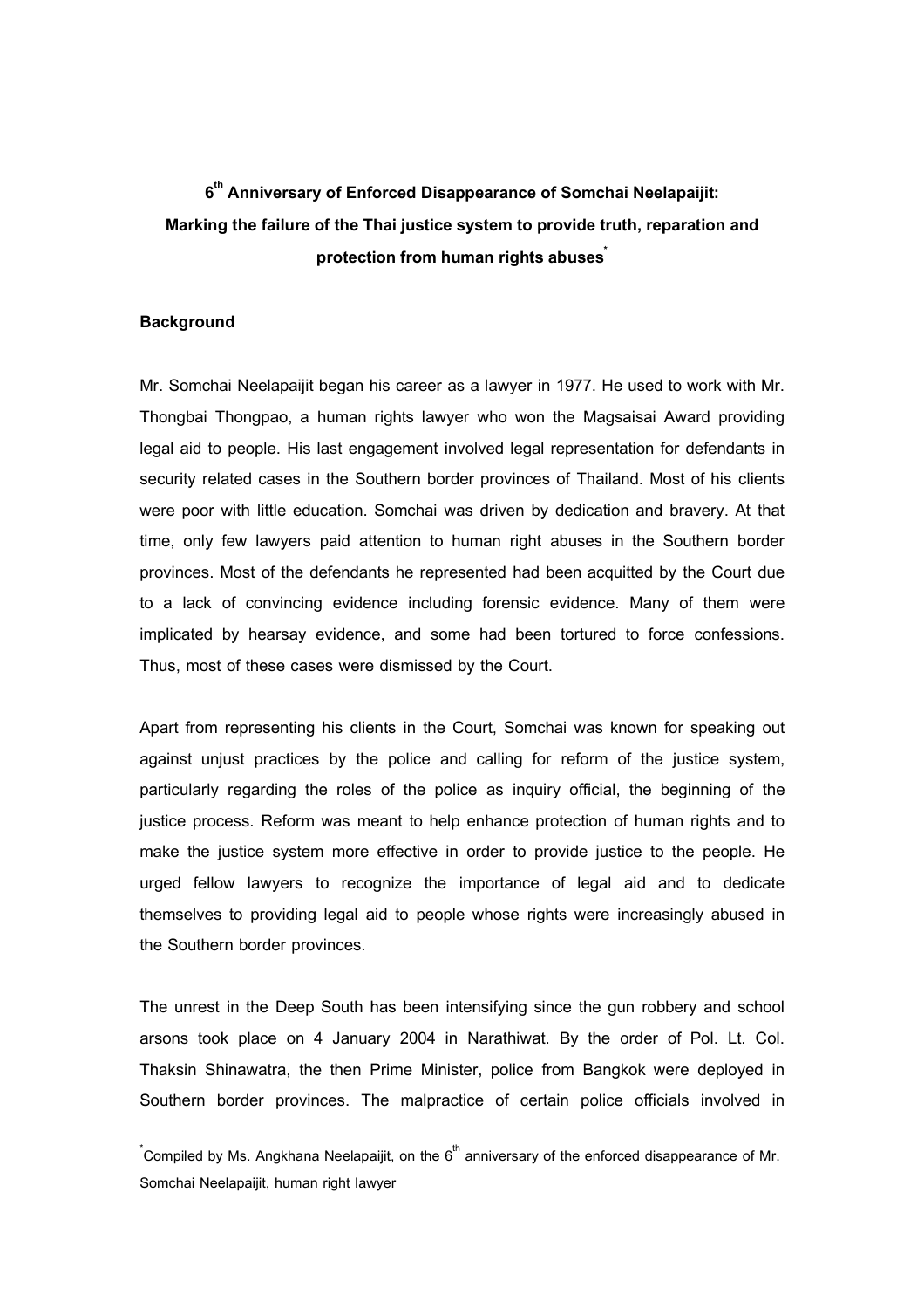# 6th Anniversary of Enforced Disappearance of Somchai Neelapaijit: Marking the failure of the Thai justice system to provide truth, reparation and protection from human rights abuses[*]

## Background

Mr. Somchai Neelapaijit began his career as a lawyer in 1977. He used to work with Mr. Thongbai Thongpao, a human rights lawyer who won the Magsaisai Award providing legal aid to people. His last engagement involved legal representation for defendants in security related cases in the Southern border provinces of Thailand. Most of his clients were poor with little education. Somchai was driven by dedication and bravery. At that time, only few lawyers paid attention to human right abuses in the Southern border provinces. Most of the defendants he represented had been acquitted by the Court due to a lack of convincing evidence including forensic evidence. Many of them were implicated by hearsay evidence, and some had been tortured to force confessions. Thus, most of these cases were dismissed by the Court.

Apart from representing his clients in the Court, Somchai was known for speaking out against unjust practices by the police and calling for reform of the justice system, particularly regarding the roles of the police as inquiry official, the beginning of the justice process. Reform was meant to help enhance protection of human rights and to make the justice system more effective in order to provide justice to the people. He urged fellow lawyers to recognize the importance of legal aid and to dedicate themselves to providing legal aid to people whose rights were increasingly abused in the Southern border provinces.

The unrest in the Deep South has been intensifying since the gun robbery and school arsons took place on 4 January 2004 in Narathiwat. By the order of Pol. Lt. Col. Thaksin Shinawatra, the then Prime Minister, police from Bangkok were deployed in Southern border provinces. The malpractice of certain police officials involved in

[*] Compiled by Ms. Angkhana Neelapaijit, on the 6th anniversary of the enforced disappearance of Mr. Somchai Neelapaijit, human right lawyer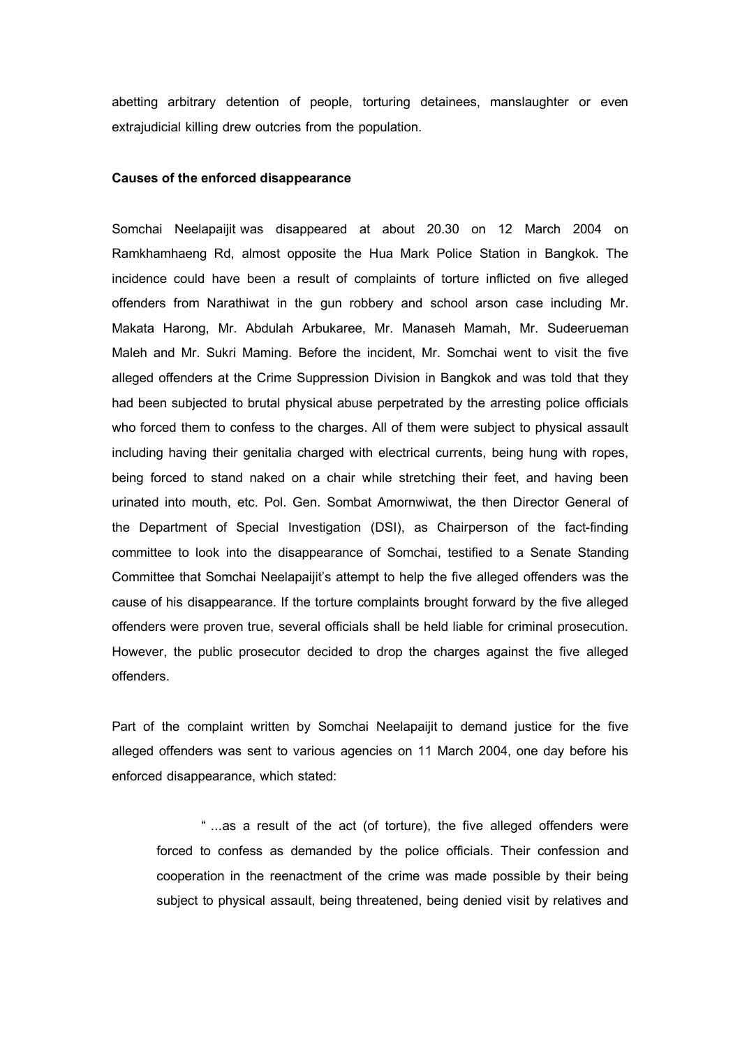abetting arbitrary detention of people, torturing detainees, manslaughter or even extrajudicial killing drew outcries from the population.

**Causes of the enforced disappearance**

Somchai Neelapaijit was disappeared at about 20.30 on 12 March 2004 on Ramkhamhaeng Rd, almost opposite the Hua Mark Police Station in Bangkok. The incidence could have been a result of complaints of torture inflicted on five alleged offenders from Narathiwat in the gun robbery and school arson case including Mr. Makata Harong, Mr. Abdulah Arbukaree, Mr. Manaseh Mamah, Mr. Sudeerueman Maleh and Mr. Sukri Maming. Before the incident, Mr. Somchai went to visit the five alleged offenders at the Crime Suppression Division in Bangkok and was told that they had been subjected to brutal physical abuse perpetrated by the arresting police officials who forced them to confess to the charges. All of them were subject to physical assault including having their genitalia charged with electrical currents, being hung with ropes, being forced to stand naked on a chair while stretching their feet, and having been urinated into mouth, etc. Pol. Gen. Sombat Amornwiwat, the then Director General of the Department of Special Investigation (DSI), as Chairperson of the fact-finding committee to look into the disappearance of Somchai, testified to a Senate Standing Committee that Somchai Neelapaijit's attempt to help the five alleged offenders was the cause of his disappearance. If the torture complaints brought forward by the five alleged offenders were proven true, several officials shall be held liable for criminal prosecution. However, the public prosecutor decided to drop the charges against the five alleged offenders.

Part of the complaint written by Somchai Neelapaijit to demand justice for the five alleged offenders was sent to various agencies on 11 March 2004, one day before his enforced disappearance, which stated:

> " ...as a result of the act (of torture), the five alleged offenders were forced to confess as demanded by the police officials. Their confession and cooperation in the reenactment of the crime was made possible by their being subject to physical assault, being threatened, being denied visit by relatives and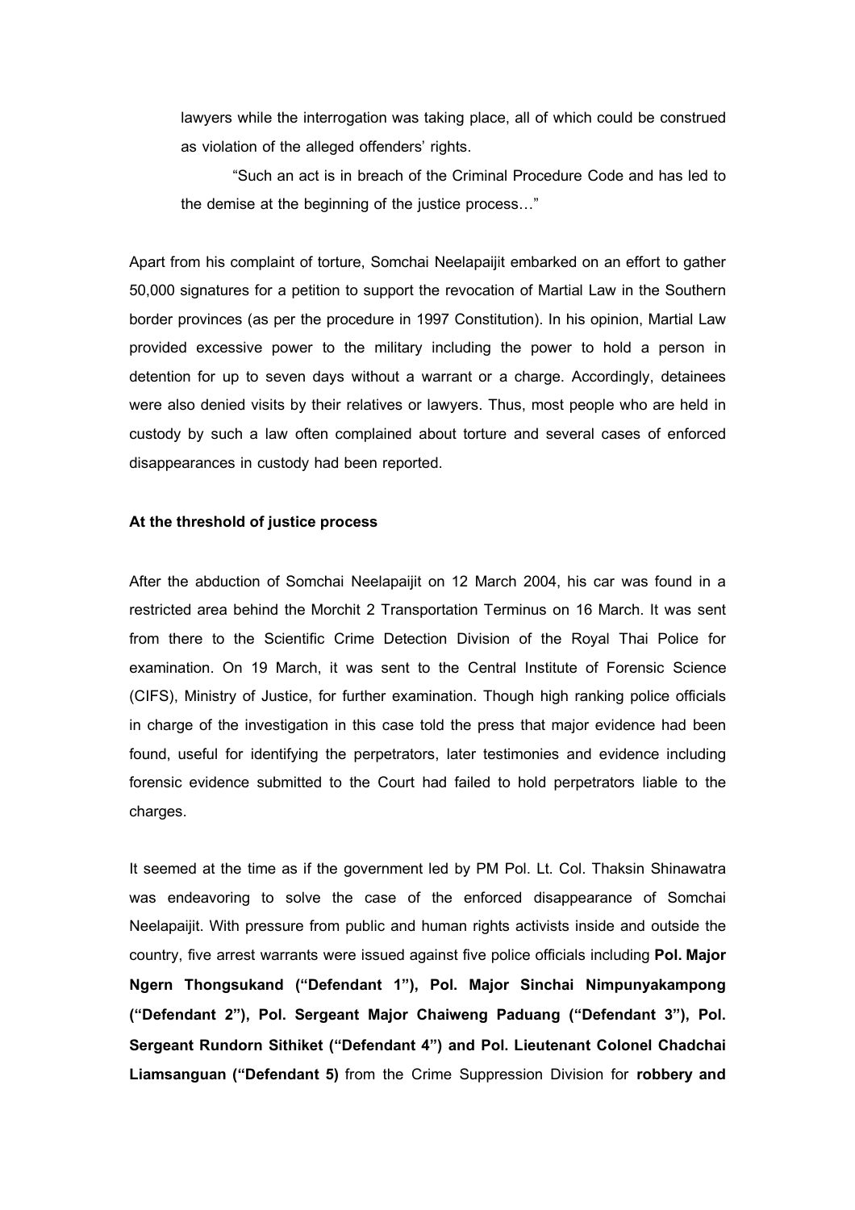lawyers while the interrogation was taking place, all of which could be construed as violation of the alleged offenders' rights.

"Such an act is in breach of the Criminal Procedure Code and has led to the demise at the beginning of the justice process…"

Apart from his complaint of torture, Somchai Neelapaijit embarked on an effort to gather 50,000 signatures for a petition to support the revocation of Martial Law in the Southern border provinces (as per the procedure in 1997 Constitution). In his opinion, Martial Law provided excessive power to the military including the power to hold a person in detention for up to seven days without a warrant or a charge. Accordingly, detainees were also denied visits by their relatives or lawyers. Thus, most people who are held in custody by such a law often complained about torture and several cases of enforced disappearances in custody had been reported.

**At the threshold of justice process**

After the abduction of Somchai Neelapaijit on 12 March 2004, his car was found in a restricted area behind the Morchit 2 Transportation Terminus on 16 March. It was sent from there to the Scientific Crime Detection Division of the Royal Thai Police for examination. On 19 March, it was sent to the Central Institute of Forensic Science (CIFS), Ministry of Justice, for further examination. Though high ranking police officials in charge of the investigation in this case told the press that major evidence had been found, useful for identifying the perpetrators, later testimonies and evidence including forensic evidence submitted to the Court had failed to hold perpetrators liable to the charges.

It seemed at the time as if the government led by PM Pol. Lt. Col. Thaksin Shinawatra was endeavoring to solve the case of the enforced disappearance of Somchai Neelapaijit. With pressure from public and human rights activists inside and outside the country, five arrest warrants were issued against five police officials including **Pol. Major Ngern Thongsukand ("Defendant 1"), Pol. Major Sinchai Nimpunyakampong ("Defendant 2"), Pol. Sergeant Major Chaiweng Paduang ("Defendant 3"), Pol. Sergeant Rundorn Sithiket ("Defendant 4") and Pol. Lieutenant Colonel Chadchai Liamsanguan ("Defendant 5)** from the Crime Suppression Division for **robbery and**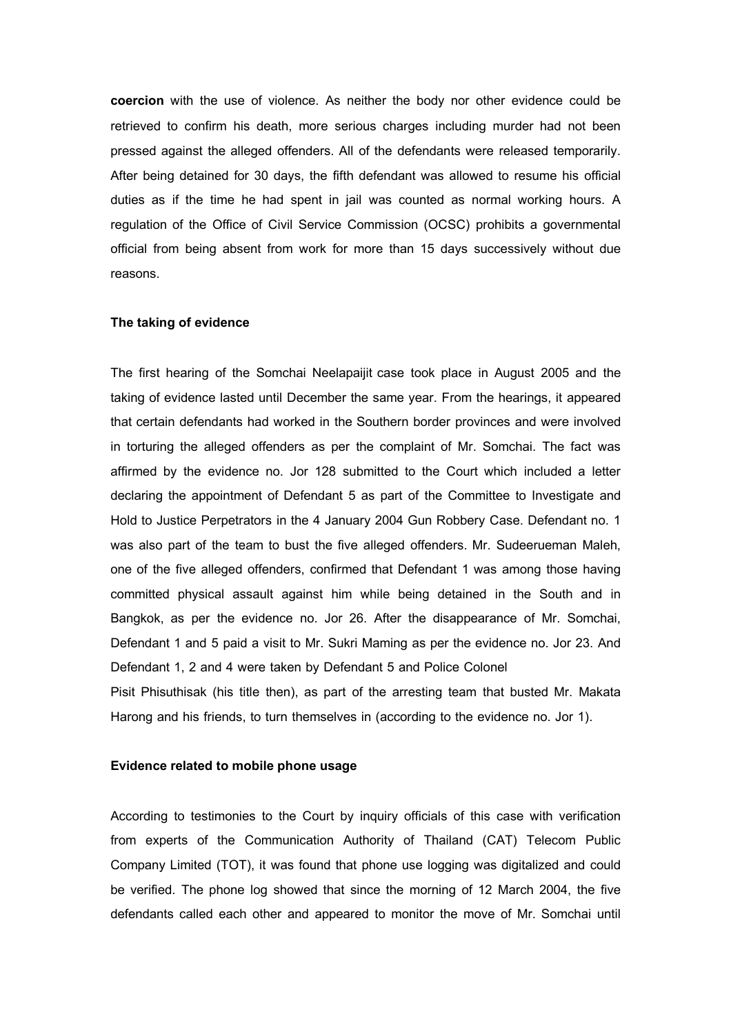**coercion** with the use of violence. As neither the body nor other evidence could be retrieved to confirm his death, more serious charges including murder had not been pressed against the alleged offenders. All of the defendants were released temporarily. After being detained for 30 days, the fifth defendant was allowed to resume his official duties as if the time he had spent in jail was counted as normal working hours. A regulation of the Office of Civil Service Commission (OCSC) prohibits a governmental official from being absent from work for more than 15 days successively without due reasons.

**The taking of evidence**

The first hearing of the Somchai Neelapaijit case took place in August 2005 and the taking of evidence lasted until December the same year. From the hearings, it appeared that certain defendants had worked in the Southern border provinces and were involved in torturing the alleged offenders as per the complaint of Mr. Somchai. The fact was affirmed by the evidence no. Jor 128 submitted to the Court which included a letter declaring the appointment of Defendant 5 as part of the Committee to Investigate and Hold to Justice Perpetrators in the 4 January 2004 Gun Robbery Case. Defendant no. 1 was also part of the team to bust the five alleged offenders. Mr. Sudeerueman Maleh, one of the five alleged offenders, confirmed that Defendant 1 was among those having committed physical assault against him while being detained in the South and in Bangkok, as per the evidence no. Jor 26. After the disappearance of Mr. Somchai, Defendant 1 and 5 paid a visit to Mr. Sukri Maming as per the evidence no. Jor 23. And Defendant 1, 2 and 4 were taken by Defendant 5 and Police Colonel Pisit Phisuthisak (his title then), as part of the arresting team that busted Mr. Makata Harong and his friends, to turn themselves in (according to the evidence no. Jor 1).

**Evidence related to mobile phone usage**

According to testimonies to the Court by inquiry officials of this case with verification from experts of the Communication Authority of Thailand (CAT) Telecom Public Company Limited (TOT), it was found that phone use logging was digitalized and could be verified. The phone log showed that since the morning of 12 March 2004, the five defendants called each other and appeared to monitor the move of Mr. Somchai until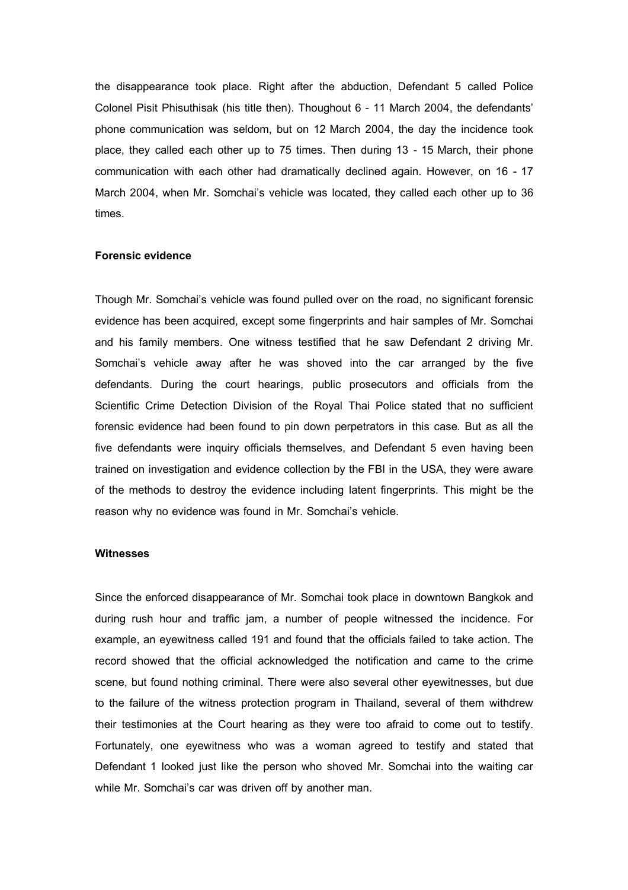the disappearance took place. Right after the abduction, Defendant 5 called Police Colonel Pisit Phisuthisak (his title then). Thoughout 6 - 11 March 2004, the defendants' phone communication was seldom, but on 12 March 2004, the day the incidence took place, they called each other up to 75 times. Then during 13 - 15 March, their phone communication with each other had dramatically declined again. However, on 16 - 17 March 2004, when Mr. Somchai's vehicle was located, they called each other up to 36 times.

**Forensic evidence**

Though Mr. Somchai's vehicle was found pulled over on the road, no significant forensic evidence has been acquired, except some fingerprints and hair samples of Mr. Somchai and his family members. One witness testified that he saw Defendant 2 driving Mr. Somchai's vehicle away after he was shoved into the car arranged by the five defendants. During the court hearings, public prosecutors and officials from the Scientific Crime Detection Division of the Royal Thai Police stated that no sufficient forensic evidence had been found to pin down perpetrators in this case. But as all the five defendants were inquiry officials themselves, and Defendant 5 even having been trained on investigation and evidence collection by the FBI in the USA, they were aware of the methods to destroy the evidence including latent fingerprints. This might be the reason why no evidence was found in Mr. Somchai's vehicle.

**Witnesses**

Since the enforced disappearance of Mr. Somchai took place in downtown Bangkok and during rush hour and traffic jam, a number of people witnessed the incidence. For example, an eyewitness called 191 and found that the officials failed to take action. The record showed that the official acknowledged the notification and came to the crime scene, but found nothing criminal. There were also several other eyewitnesses, but due to the failure of the witness protection program in Thailand, several of them withdrew their testimonies at the Court hearing as they were too afraid to come out to testify. Fortunately, one eyewitness who was a woman agreed to testify and stated that Defendant 1 looked just like the person who shoved Mr. Somchai into the waiting car while Mr. Somchai's car was driven off by another man.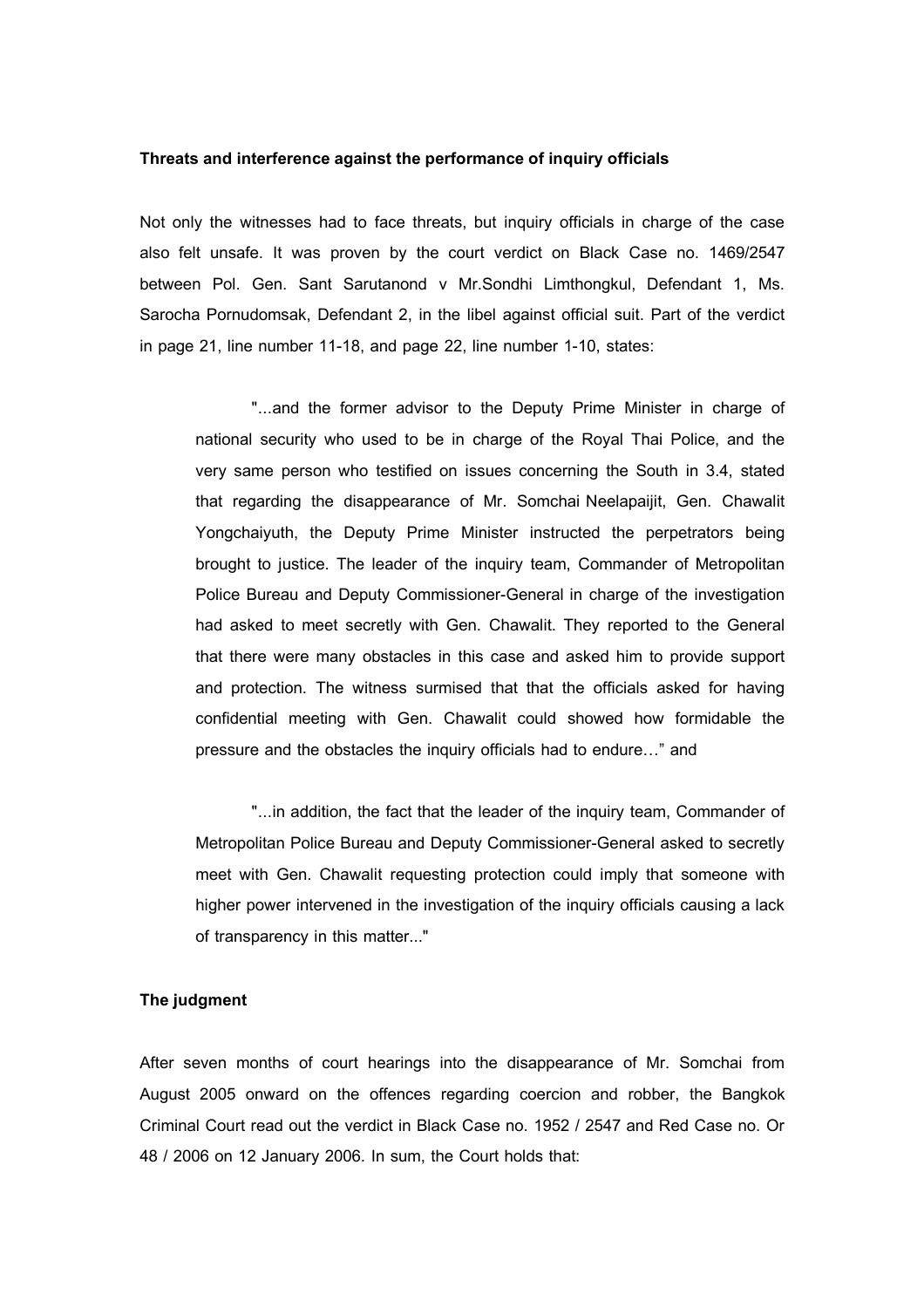**Threats and interference against the performance of inquiry officials**

Not only the witnesses had to face threats, but inquiry officials in charge of the case also felt unsafe. It was proven by the court verdict on Black Case no. 1469/2547 between Pol. Gen. Sant Sarutanond v Mr.Sondhi Limthongkul, Defendant 1, Ms. Sarocha Pornudomsak, Defendant 2, in the libel against official suit. Part of the verdict in page 21, line number 11-18, and page 22, line number 1-10, states:

> "...and the former advisor to the Deputy Prime Minister in charge of national security who used to be in charge of the Royal Thai Police, and the very same person who testified on issues concerning the South in 3.4, stated that regarding the disappearance of Mr. Somchai Neelapaijit, Gen. Chawalit Yongchaiyuth, the Deputy Prime Minister instructed the perpetrators being brought to justice. The leader of the inquiry team, Commander of Metropolitan Police Bureau and Deputy Commissioner-General in charge of the investigation had asked to meet secretly with Gen. Chawalit. They reported to the General that there were many obstacles in this case and asked him to provide support and protection. The witness surmised that that the officials asked for having confidential meeting with Gen. Chawalit could showed how formidable the pressure and the obstacles the inquiry officials had to endure…" and

> "...in addition, the fact that the leader of the inquiry team, Commander of Metropolitan Police Bureau and Deputy Commissioner-General asked to secretly meet with Gen. Chawalit requesting protection could imply that someone with higher power intervened in the investigation of the inquiry officials causing a lack of transparency in this matter..."

**The judgment**

After seven months of court hearings into the disappearance of Mr. Somchai from August 2005 onward on the offences regarding coercion and robber, the Bangkok Criminal Court read out the verdict in Black Case no. 1952 / 2547 and Red Case no. Or 48 / 2006 on 12 January 2006. In sum, the Court holds that: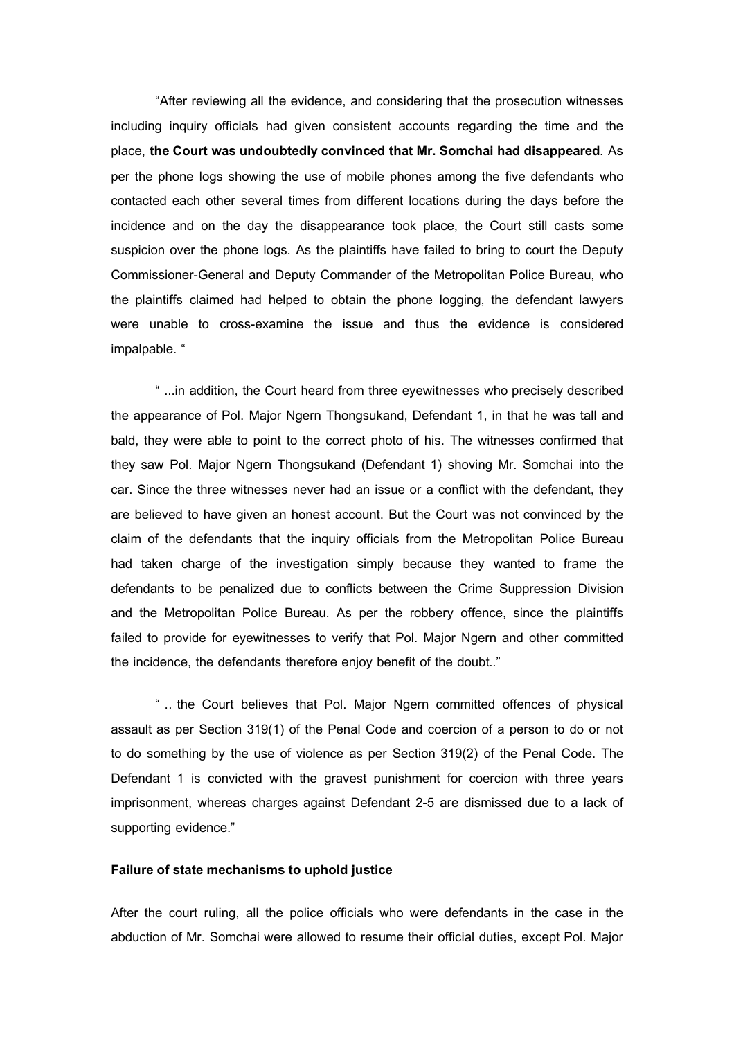"After reviewing all the evidence, and considering that the prosecution witnesses including inquiry officials had given consistent accounts regarding the time and the place, **the Court was undoubtedly convinced that Mr. Somchai had disappeared**. As per the phone logs showing the use of mobile phones among the five defendants who contacted each other several times from different locations during the days before the incidence and on the day the disappearance took place, the Court still casts some suspicion over the phone logs. As the plaintiffs have failed to bring to court the Deputy Commissioner-General and Deputy Commander of the Metropolitan Police Bureau, who the plaintiffs claimed had helped to obtain the phone logging, the defendant lawyers were unable to cross-examine the issue and thus the evidence is considered impalpable. "

" ...in addition, the Court heard from three eyewitnesses who precisely described the appearance of Pol. Major Ngern Thongsukand, Defendant 1, in that he was tall and bald, they were able to point to the correct photo of his. The witnesses confirmed that they saw Pol. Major Ngern Thongsukand (Defendant 1) shoving Mr. Somchai into the car. Since the three witnesses never had an issue or a conflict with the defendant, they are believed to have given an honest account. But the Court was not convinced by the claim of the defendants that the inquiry officials from the Metropolitan Police Bureau had taken charge of the investigation simply because they wanted to frame the defendants to be penalized due to conflicts between the Crime Suppression Division and the Metropolitan Police Bureau. As per the robbery offence, since the plaintiffs failed to provide for eyewitnesses to verify that Pol. Major Ngern and other committed the incidence, the defendants therefore enjoy benefit of the doubt.."

" .. the Court believes that Pol. Major Ngern committed offences of physical assault as per Section 319(1) of the Penal Code and coercion of a person to do or not to do something by the use of violence as per Section 319(2) of the Penal Code. The Defendant 1 is convicted with the gravest punishment for coercion with three years imprisonment, whereas charges against Defendant 2-5 are dismissed due to a lack of supporting evidence."

**Failure of state mechanisms to uphold justice**

After the court ruling, all the police officials who were defendants in the case in the abduction of Mr. Somchai were allowed to resume their official duties, except Pol. Major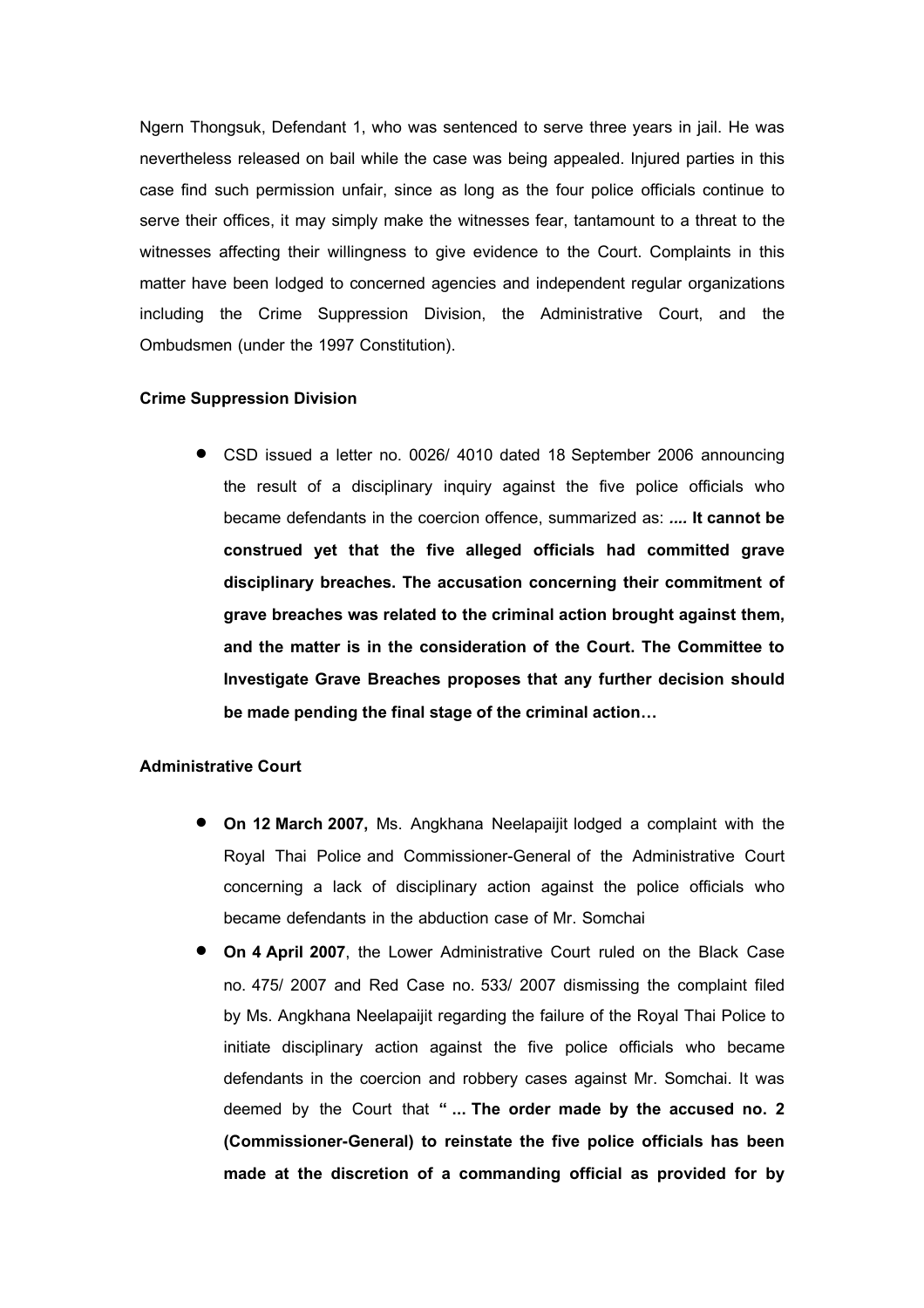Ngern Thongsuk, Defendant 1, who was sentenced to serve three years in jail. He was nevertheless released on bail while the case was being appealed. Injured parties in this case find such permission unfair, since as long as the four police officials continue to serve their offices, it may simply make the witnesses fear, tantamount to a threat to the witnesses affecting their willingness to give evidence to the Court. Complaints in this matter have been lodged to concerned agencies and independent regular organizations including the Crime Suppression Division, the Administrative Court, and the Ombudsmen (under the 1997 Constitution).

**Crime Suppression Division**

- CSD issued a letter no. 0026/ 4010 dated 18 September 2006 announcing the result of a disciplinary inquiry against the five police officials who became defendants in the coercion offence, summarized as: **.... It cannot be construed yet that the five alleged officials had committed grave disciplinary breaches. The accusation concerning their commitment of grave breaches was related to the criminal action brought against them, and the matter is in the consideration of the Court. The Committee to Investigate Grave Breaches proposes that any further decision should be made pending the final stage of the criminal action…**

**Administrative Court**

- **On 12 March 2007,** Ms. Angkhana Neelapaijit lodged a complaint with the Royal Thai Police and Commissioner-General of the Administrative Court concerning a lack of disciplinary action against the police officials who became defendants in the abduction case of Mr. Somchai
- **On 4 April 2007**, the Lower Administrative Court ruled on the Black Case no. 475/ 2007 and Red Case no. 533/ 2007 dismissing the complaint filed by Ms. Angkhana Neelapaijit regarding the failure of the Royal Thai Police to initiate disciplinary action against the five police officials who became defendants in the coercion and robbery cases against Mr. Somchai. It was deemed by the Court that **" ... The order made by the accused no. 2 (Commissioner-General) to reinstate the five police officials has been made at the discretion of a commanding official as provided for by**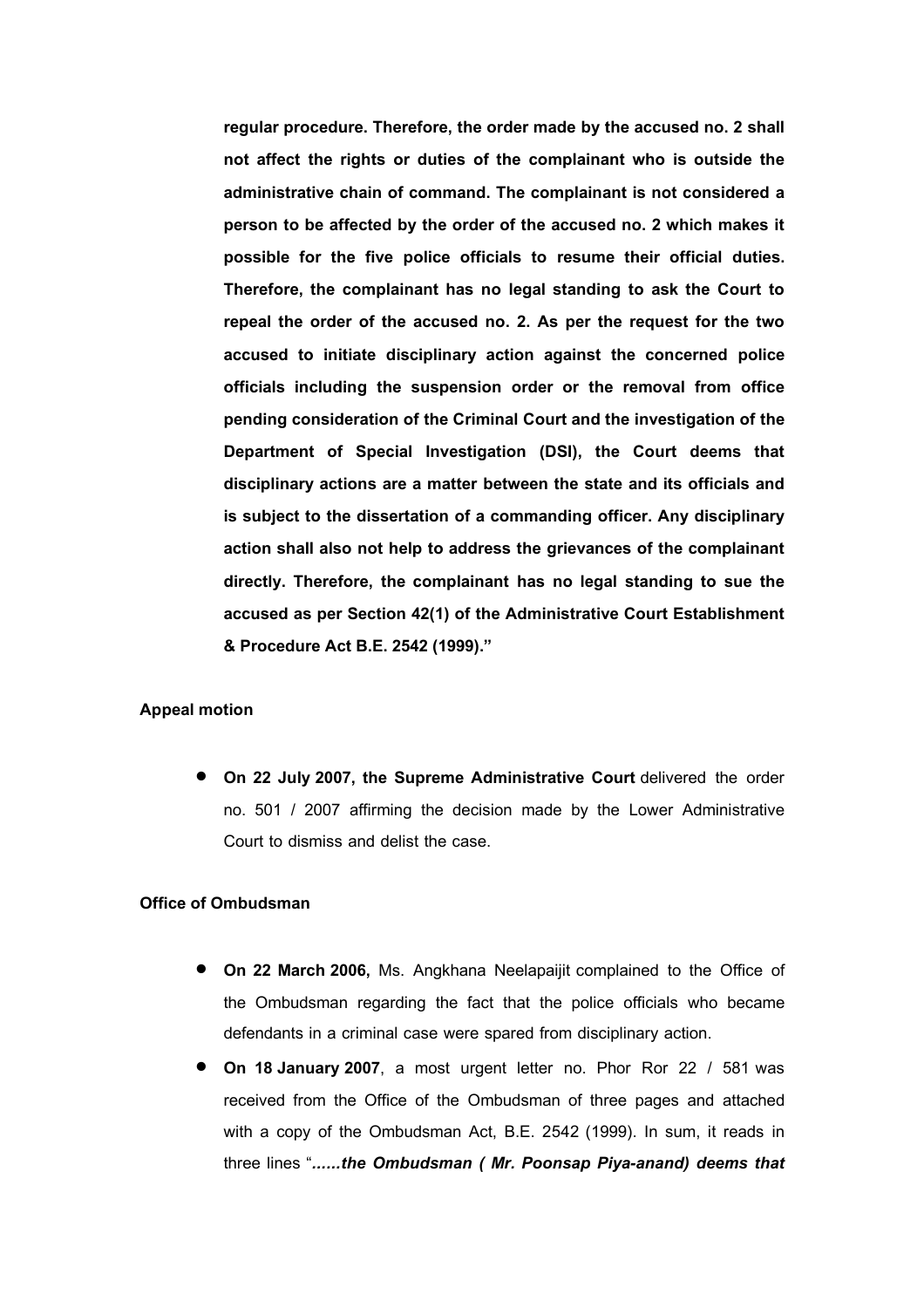**regular procedure. Therefore, the order made by the accused no. 2 shall not affect the rights or duties of the complainant who is outside the administrative chain of command. The complainant is not considered a person to be affected by the order of the accused no. 2 which makes it possible for the five police officials to resume their official duties. Therefore, the complainant has no legal standing to ask the Court to repeal the order of the accused no. 2. As per the request for the two accused to initiate disciplinary action against the concerned police officials including the suspension order or the removal from office pending consideration of the Criminal Court and the investigation of the Department of Special Investigation (DSI), the Court deems that disciplinary actions are a matter between the state and its officials and is subject to the dissertation of a commanding officer. Any disciplinary action shall also not help to address the grievances of the complainant directly. Therefore, the complainant has no legal standing to sue the accused as per Section 42(1) of the Administrative Court Establishment & Procedure Act B.E. 2542 (1999)."**

**Appeal motion**

- **On 22 July 2007, the Supreme Administrative Court** delivered the order no. 501 / 2007 affirming the decision made by the Lower Administrative Court to dismiss and delist the case.

**Office of Ombudsman**

- **On 22 March 2006,** Ms. Angkhana Neelapaijit complained to the Office of the Ombudsman regarding the fact that the police officials who became defendants in a criminal case were spared from disciplinary action.
- **On 18 January 2007**, a most urgent letter no. Phor Ror 22 / 581 was received from the Office of the Ombudsman of three pages and attached with a copy of the Ombudsman Act, B.E. 2542 (1999). In sum, it reads in three lines "***......the Ombudsman ( Mr. Poonsap Piya-anand) deems that***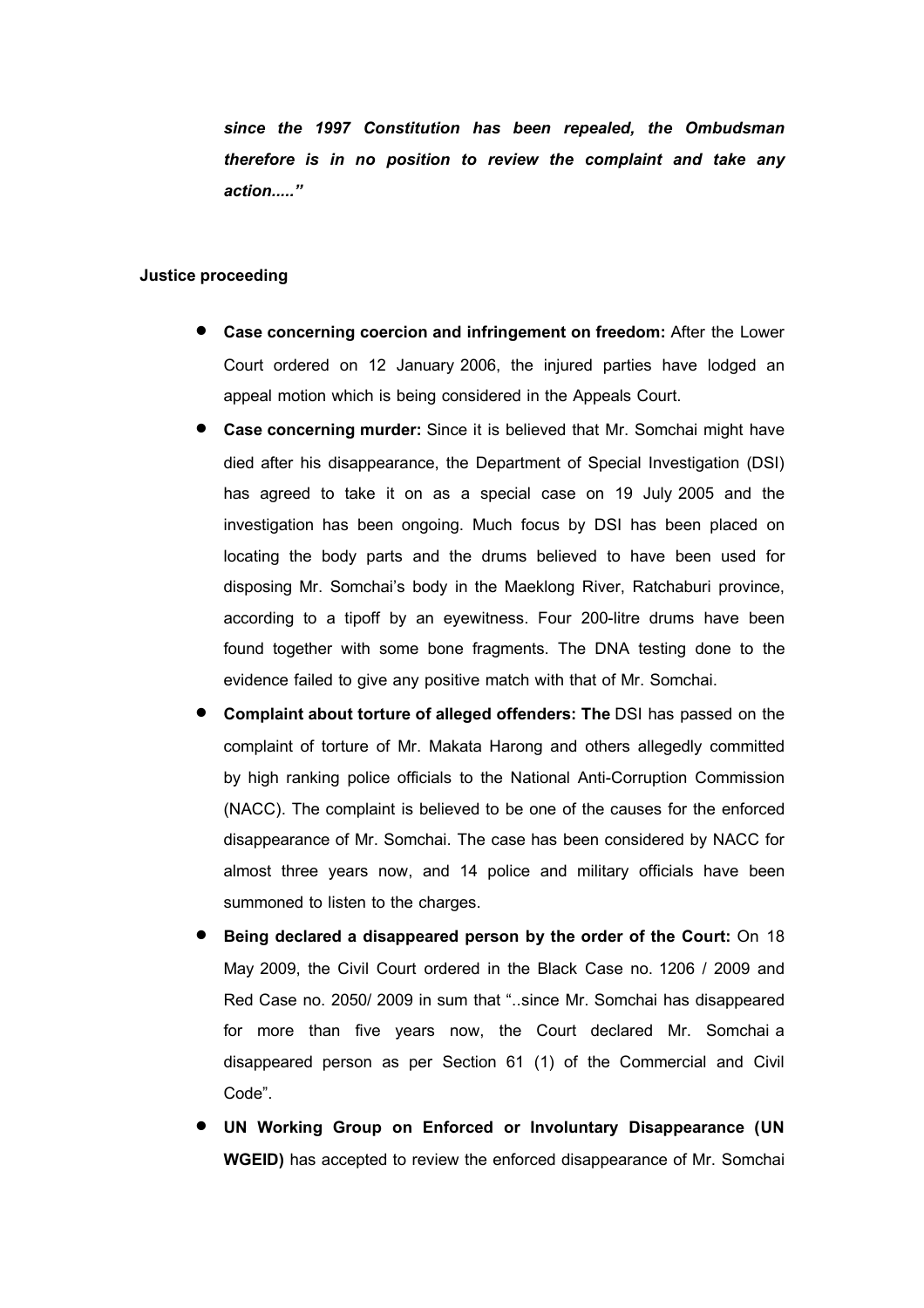*since the 1997 Constitution has been repealed, the Ombudsman therefore is in no position to review the complaint and take any action....."*

**Justice proceeding**

- **Case concerning coercion and infringement on freedom:** After the Lower Court ordered on 12 January 2006, the injured parties have lodged an appeal motion which is being considered in the Appeals Court.
- **Case concerning murder:** Since it is believed that Mr. Somchai might have died after his disappearance, the Department of Special Investigation (DSI) has agreed to take it on as a special case on 19 July 2005 and the investigation has been ongoing. Much focus by DSI has been placed on locating the body parts and the drums believed to have been used for disposing Mr. Somchai's body in the Maeklong River, Ratchaburi province, according to a tipoff by an eyewitness. Four 200-litre drums have been found together with some bone fragments. The DNA testing done to the evidence failed to give any positive match with that of Mr. Somchai.
- **Complaint about torture of alleged offenders: The** DSI has passed on the complaint of torture of Mr. Makata Harong and others allegedly committed by high ranking police officials to the National Anti-Corruption Commission (NACC). The complaint is believed to be one of the causes for the enforced disappearance of Mr. Somchai. The case has been considered by NACC for almost three years now, and 14 police and military officials have been summoned to listen to the charges.
- **Being declared a disappeared person by the order of the Court:** On 18 May 2009, the Civil Court ordered in the Black Case no. 1206 / 2009 and Red Case no. 2050/ 2009 in sum that "..since Mr. Somchai has disappeared for more than five years now, the Court declared Mr. Somchai a disappeared person as per Section 61 (1) of the Commercial and Civil Code".
- **UN Working Group on Enforced or Involuntary Disappearance (UN WGEID)** has accepted to review the enforced disappearance of Mr. Somchai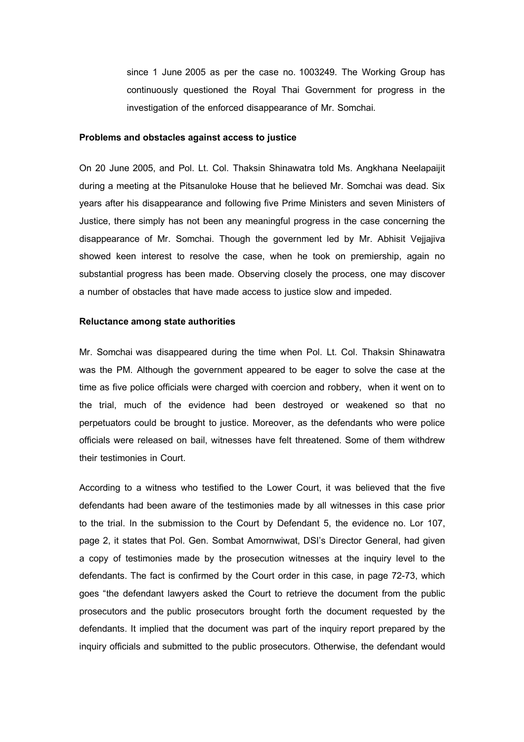since 1 June 2005 as per the case no. 1003249. The Working Group has continuously questioned the Royal Thai Government for progress in the investigation of the enforced disappearance of Mr. Somchai.

**Problems and obstacles against access to justice**

On 20 June 2005, and Pol. Lt. Col. Thaksin Shinawatra told Ms. Angkhana Neelapaijit during a meeting at the Pitsanuloke House that he believed Mr. Somchai was dead. Six years after his disappearance and following five Prime Ministers and seven Ministers of Justice, there simply has not been any meaningful progress in the case concerning the disappearance of Mr. Somchai. Though the government led by Mr. Abhisit Vejjajiva showed keen interest to resolve the case, when he took on premiership, again no substantial progress has been made. Observing closely the process, one may discover a number of obstacles that have made access to justice slow and impeded.

**Reluctance among state authorities**

Mr. Somchai was disappeared during the time when Pol. Lt. Col. Thaksin Shinawatra was the PM. Although the government appeared to be eager to solve the case at the time as five police officials were charged with coercion and robbery, when it went on to the trial, much of the evidence had been destroyed or weakened so that no perpetuators could be brought to justice. Moreover, as the defendants who were police officials were released on bail, witnesses have felt threatened. Some of them withdrew their testimonies in Court.

According to a witness who testified to the Lower Court, it was believed that the five defendants had been aware of the testimonies made by all witnesses in this case prior to the trial. In the submission to the Court by Defendant 5, the evidence no. Lor 107, page 2, it states that Pol. Gen. Sombat Amornwiwat, DSI's Director General, had given a copy of testimonies made by the prosecution witnesses at the inquiry level to the defendants. The fact is confirmed by the Court order in this case, in page 72-73, which goes "the defendant lawyers asked the Court to retrieve the document from the public prosecutors and the public prosecutors brought forth the document requested by the defendants. It implied that the document was part of the inquiry report prepared by the inquiry officials and submitted to the public prosecutors. Otherwise, the defendant would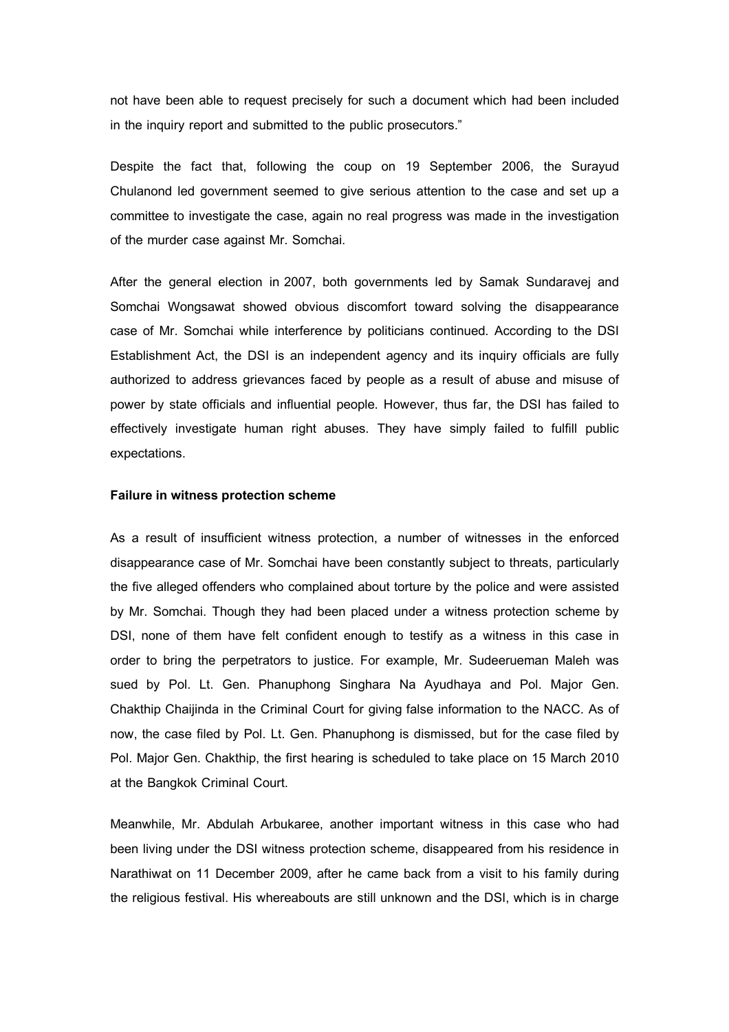not have been able to request precisely for such a document which had been included in the inquiry report and submitted to the public prosecutors."

Despite the fact that, following the coup on 19 September 2006, the Surayud Chulanond led government seemed to give serious attention to the case and set up a committee to investigate the case, again no real progress was made in the investigation of the murder case against Mr. Somchai.

After the general election in 2007, both governments led by Samak Sundaravej and Somchai Wongsawat showed obvious discomfort toward solving the disappearance case of Mr. Somchai while interference by politicians continued. According to the DSI Establishment Act, the DSI is an independent agency and its inquiry officials are fully authorized to address grievances faced by people as a result of abuse and misuse of power by state officials and influential people. However, thus far, the DSI has failed to effectively investigate human right abuses. They have simply failed to fulfill public expectations.

**Failure in witness protection scheme**

As a result of insufficient witness protection, a number of witnesses in the enforced disappearance case of Mr. Somchai have been constantly subject to threats, particularly the five alleged offenders who complained about torture by the police and were assisted by Mr. Somchai. Though they had been placed under a witness protection scheme by DSI, none of them have felt confident enough to testify as a witness in this case in order to bring the perpetrators to justice. For example, Mr. Sudeerueman Maleh was sued by Pol. Lt. Gen. Phanuphong Singhara Na Ayudhaya and Pol. Major Gen. Chakthip Chaijinda in the Criminal Court for giving false information to the NACC. As of now, the case filed by Pol. Lt. Gen. Phanuphong is dismissed, but for the case filed by Pol. Major Gen. Chakthip, the first hearing is scheduled to take place on 15 March 2010 at the Bangkok Criminal Court.

Meanwhile, Mr. Abdulah Arbukaree, another important witness in this case who had been living under the DSI witness protection scheme, disappeared from his residence in Narathiwat on 11 December 2009, after he came back from a visit to his family during the religious festival. His whereabouts are still unknown and the DSI, which is in charge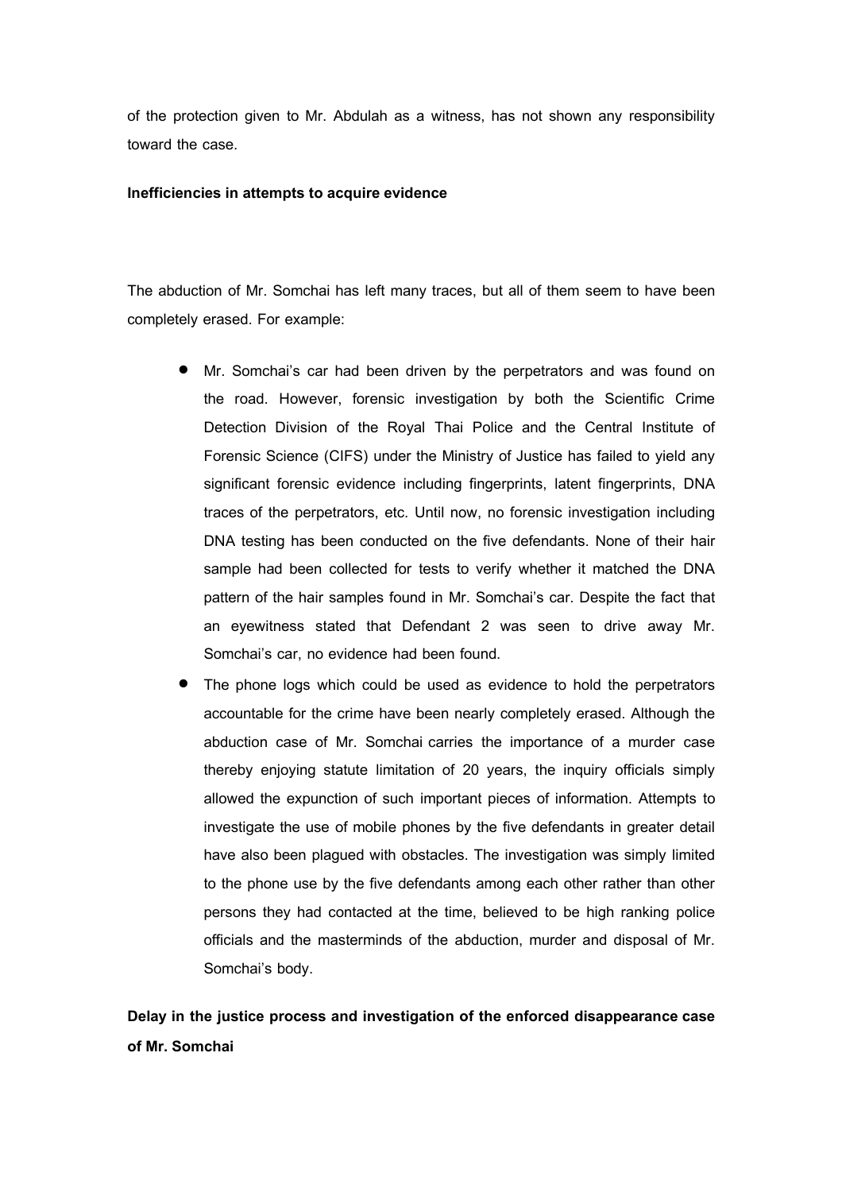of the protection given to Mr. Abdulah as a witness, has not shown any responsibility toward the case.

**Inefficiencies in attempts to acquire evidence**

The abduction of Mr. Somchai has left many traces, but all of them seem to have been completely erased. For example:

- Mr. Somchai's car had been driven by the perpetrators and was found on the road. However, forensic investigation by both the Scientific Crime Detection Division of the Royal Thai Police and the Central Institute of Forensic Science (CIFS) under the Ministry of Justice has failed to yield any significant forensic evidence including fingerprints, latent fingerprints, DNA traces of the perpetrators, etc. Until now, no forensic investigation including DNA testing has been conducted on the five defendants. None of their hair sample had been collected for tests to verify whether it matched the DNA pattern of the hair samples found in Mr. Somchai's car. Despite the fact that an eyewitness stated that Defendant 2 was seen to drive away Mr. Somchai's car, no evidence had been found.
- The phone logs which could be used as evidence to hold the perpetrators accountable for the crime have been nearly completely erased. Although the abduction case of Mr. Somchai carries the importance of a murder case thereby enjoying statute limitation of 20 years, the inquiry officials simply allowed the expunction of such important pieces of information. Attempts to investigate the use of mobile phones by the five defendants in greater detail have also been plagued with obstacles. The investigation was simply limited to the phone use by the five defendants among each other rather than other persons they had contacted at the time, believed to be high ranking police officials and the masterminds of the abduction, murder and disposal of Mr. Somchai's body.

**Delay in the justice process and investigation of the enforced disappearance case of Mr. Somchai**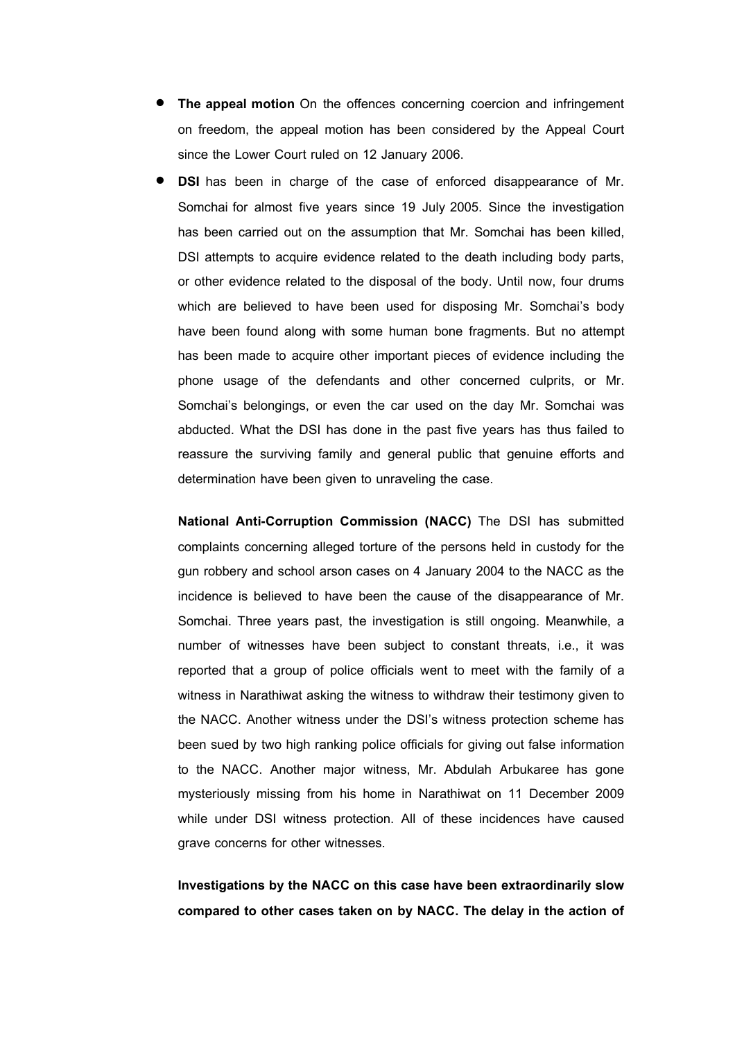- **The appeal motion** On the offences concerning coercion and infringement on freedom, the appeal motion has been considered by the Appeal Court since the Lower Court ruled on 12 January 2006.
- **DSI** has been in charge of the case of enforced disappearance of Mr. Somchai for almost five years since 19 July 2005. Since the investigation has been carried out on the assumption that Mr. Somchai has been killed, DSI attempts to acquire evidence related to the death including body parts, or other evidence related to the disposal of the body. Until now, four drums which are believed to have been used for disposing Mr. Somchai's body have been found along with some human bone fragments. But no attempt has been made to acquire other important pieces of evidence including the phone usage of the defendants and other concerned culprits, or Mr. Somchai's belongings, or even the car used on the day Mr. Somchai was abducted. What the DSI has done in the past five years has thus failed to reassure the surviving family and general public that genuine efforts and determination have been given to unraveling the case.

  **National Anti-Corruption Commission (NACC)** The DSI has submitted complaints concerning alleged torture of the persons held in custody for the gun robbery and school arson cases on 4 January 2004 to the NACC as the incidence is believed to have been the cause of the disappearance of Mr. Somchai. Three years past, the investigation is still ongoing. Meanwhile, a number of witnesses have been subject to constant threats, i.e., it was reported that a group of police officials went to meet with the family of a witness in Narathiwat asking the witness to withdraw their testimony given to the NACC. Another witness under the DSI's witness protection scheme has been sued by two high ranking police officials for giving out false information to the NACC. Another major witness, Mr. Abdulah Arbukaree has gone mysteriously missing from his home in Narathiwat on 11 December 2009 while under DSI witness protection. All of these incidences have caused grave concerns for other witnesses.

  **Investigations by the NACC on this case have been extraordinarily slow compared to other cases taken on by NACC. The delay in the action of**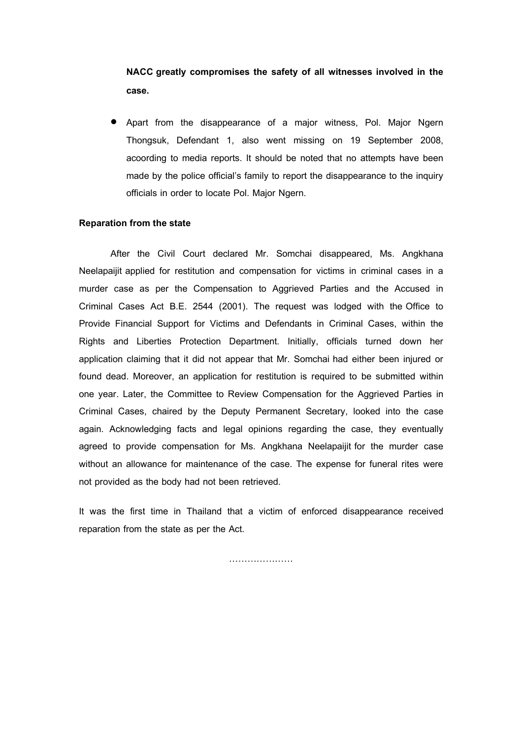**NACC greatly compromises the safety of all witnesses involved in the case.**

- Apart from the disappearance of a major witness, Pol. Major Ngern Thongsuk, Defendant 1, also went missing on 19 September 2008, acoording to media reports. It should be noted that no attempts have been made by the police official's family to report the disappearance to the inquiry officials in order to locate Pol. Major Ngern.

**Reparation from the state**

After the Civil Court declared Mr. Somchai disappeared, Ms. Angkhana Neelapaijit applied for restitution and compensation for victims in criminal cases in a murder case as per the Compensation to Aggrieved Parties and the Accused in Criminal Cases Act B.E. 2544 (2001). The request was lodged with the Office to Provide Financial Support for Victims and Defendants in Criminal Cases, within the Rights and Liberties Protection Department. Initially, officials turned down her application claiming that it did not appear that Mr. Somchai had either been injured or found dead. Moreover, an application for restitution is required to be submitted within one year. Later, the Committee to Review Compensation for the Aggrieved Parties in Criminal Cases, chaired by the Deputy Permanent Secretary, looked into the case again. Acknowledging facts and legal opinions regarding the case, they eventually agreed to provide compensation for Ms. Angkhana Neelapaijit for the murder case without an allowance for maintenance of the case. The expense for funeral rites were not provided as the body had not been retrieved.

It was the first time in Thailand that a victim of enforced disappearance received reparation from the state as per the Act.

…………………